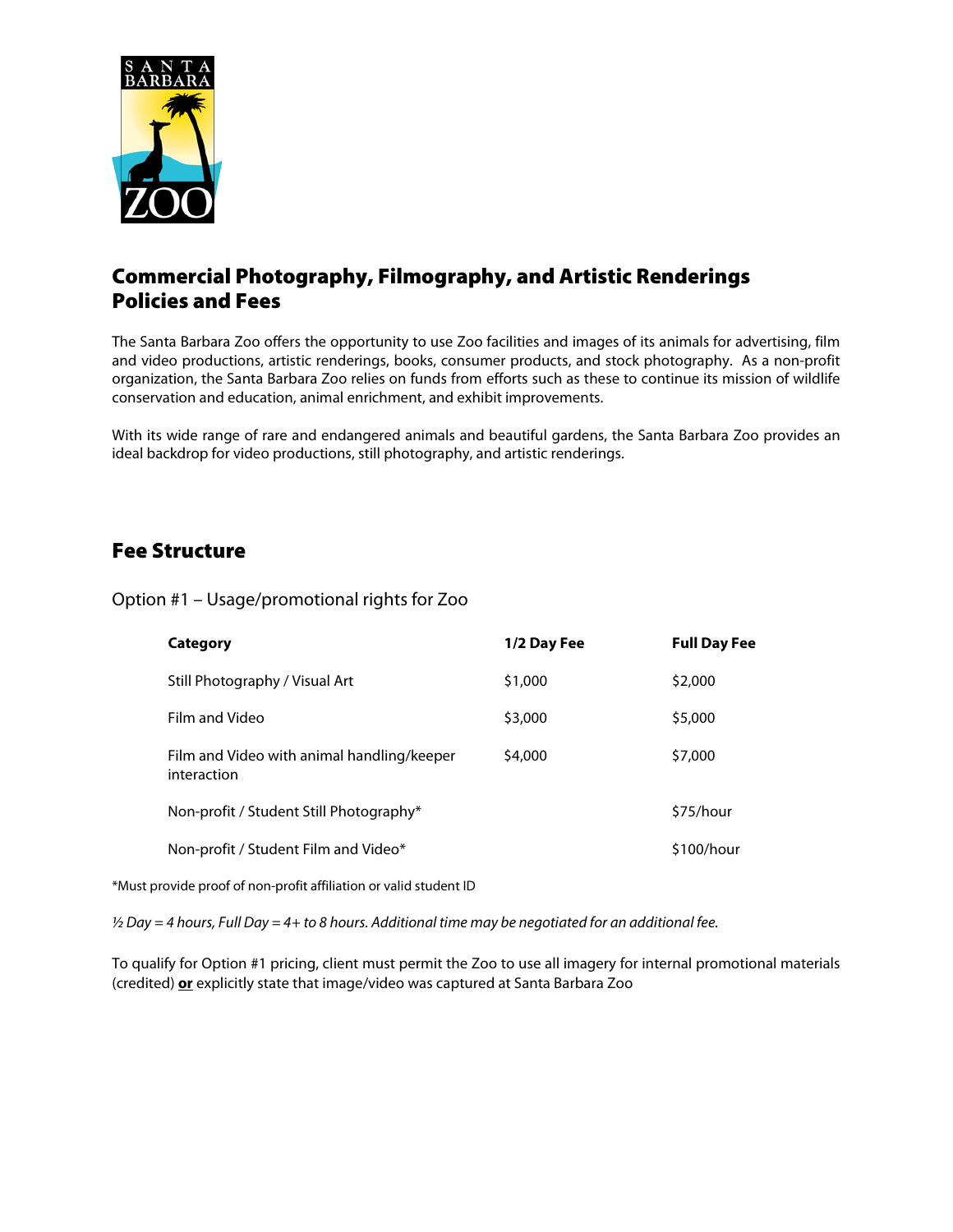# Commercial Photography, Filmography, and Artistic Renderings Policies and Fees

The Santa Barbara Zoo offers the opportunity to use Zoo facilities and images of its animals for advertising, film and video productions, artistic renderings, books, consumer products, and stock photography. As a non-profit organization, the Santa Barbara Zoo relies on funds from efforts such as these to continue its mission of wildlife conservation and education, animal enrichment, and exhibit improvements.

With its wide range of rare and endangered animals and beautiful gardens, the Santa Barbara Zoo provides an ideal backdrop for video productions, still photography, and artistic renderings.

## Fee Structure

Option #1 – Usage/promotional rights for Zoo

| Category | 1/2 Day Fee | Full Day Fee |
| --- | --- | --- |
| Still Photography / Visual Art | $1,000 | $2,000 |
| Film and Video | $3,000 | $5,000 |
| Film and Video with animal handling/keeper interaction | $4,000 | $7,000 |
| Non-profit / Student Still Photography* | | $75/hour |
| Non-profit / Student Film and Video* | | $100/hour |

*Must provide proof of non-profit affiliation or valid student ID

*½ Day = 4 hours, Full Day = 4+ to 8 hours. Additional time may be negotiated for an additional fee.*

To qualify for Option #1 pricing, client must permit the Zoo to use all imagery for internal promotional materials (credited) **or** explicitly state that image/video was captured at Santa Barbara Zoo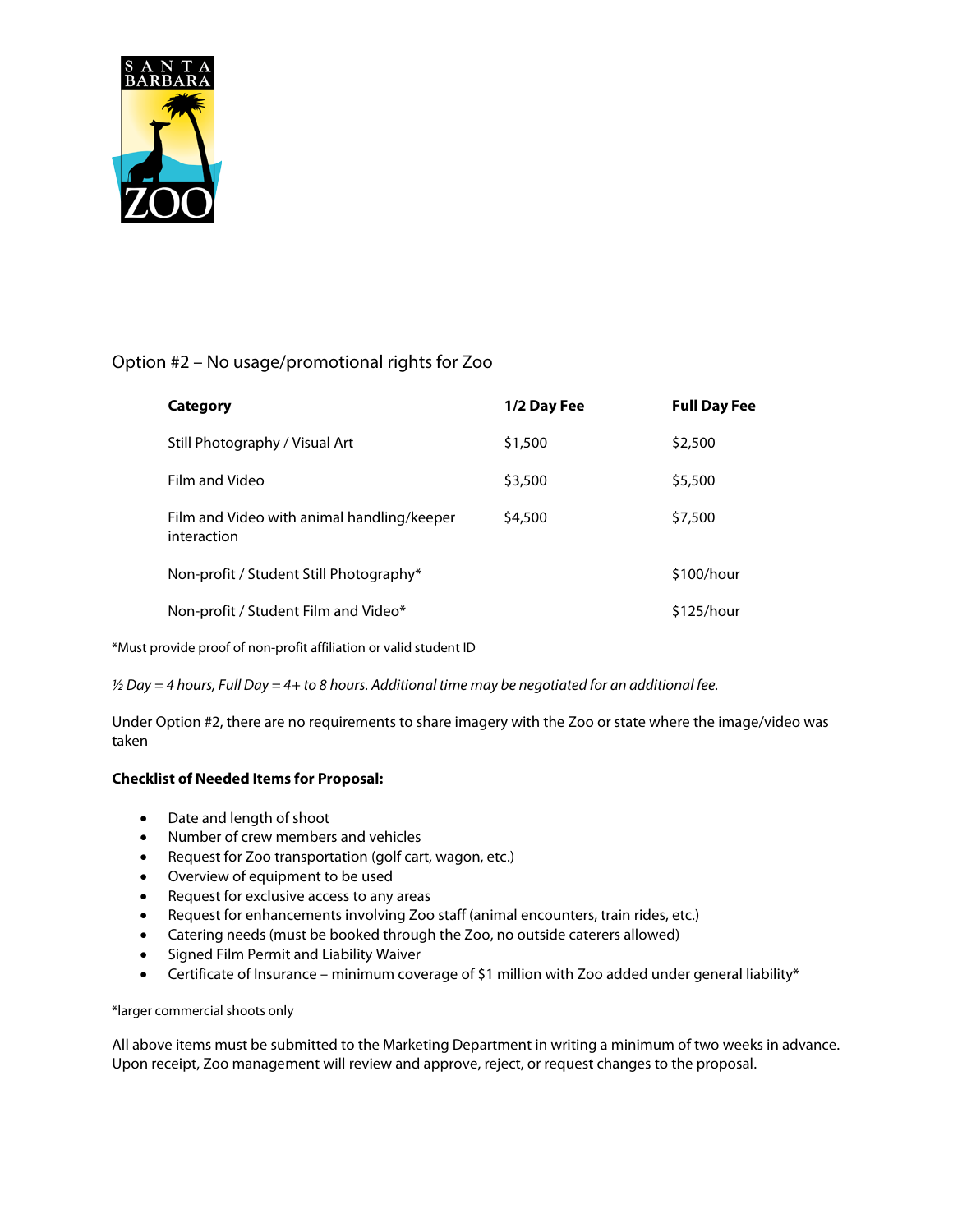## Option #2 – No usage/promotional rights for Zoo

| Category | 1/2 Day Fee | Full Day Fee |
|---|---|---|
| Still Photography / Visual Art | $1,500 | $2,500 |
| Film and Video | $3,500 | $5,500 |
| Film and Video with animal handling/keeper interaction | $4,500 | $7,500 |
| Non-profit / Student Still Photography* | | $100/hour |
| Non-profit / Student Film and Video* | | $125/hour |

*Must provide proof of non-profit affiliation or valid student ID

*½ Day = 4 hours, Full Day = 4+ to 8 hours. Additional time may be negotiated for an additional fee.*

Under Option #2, there are no requirements to share imagery with the Zoo or state where the image/video was taken

**Checklist of Needed Items for Proposal:**

- Date and length of shoot
- Number of crew members and vehicles
- Request for Zoo transportation (golf cart, wagon, etc.)
- Overview of equipment to be used
- Request for exclusive access to any areas
- Request for enhancements involving Zoo staff (animal encounters, train rides, etc.)
- Catering needs (must be booked through the Zoo, no outside caterers allowed)
- Signed Film Permit and Liability Waiver
- Certificate of Insurance – minimum coverage of $1 million with Zoo added under general liability*

*larger commercial shoots only

All above items must be submitted to the Marketing Department in writing a minimum of two weeks in advance. Upon receipt, Zoo management will review and approve, reject, or request changes to the proposal.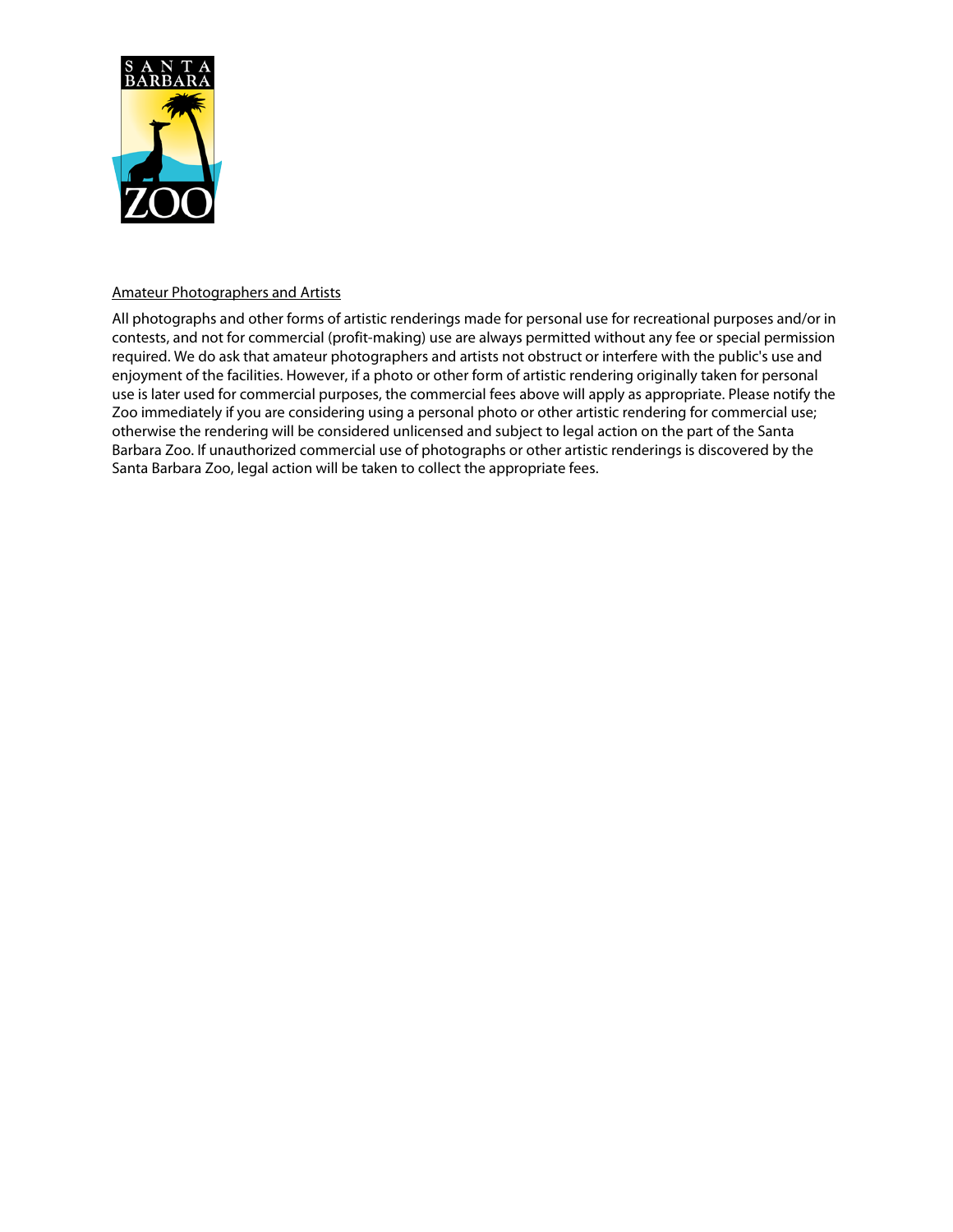Amateur Photographers and Artists

All photographs and other forms of artistic renderings made for personal use for recreational purposes and/or in contests, and not for commercial (profit-making) use are always permitted without any fee or special permission required. We do ask that amateur photographers and artists not obstruct or interfere with the public's use and enjoyment of the facilities. However, if a photo or other form of artistic rendering originally taken for personal use is later used for commercial purposes, the commercial fees above will apply as appropriate. Please notify the Zoo immediately if you are considering using a personal photo or other artistic rendering for commercial use; otherwise the rendering will be considered unlicensed and subject to legal action on the part of the Santa Barbara Zoo. If unauthorized commercial use of photographs or other artistic renderings is discovered by the Santa Barbara Zoo, legal action will be taken to collect the appropriate fees.